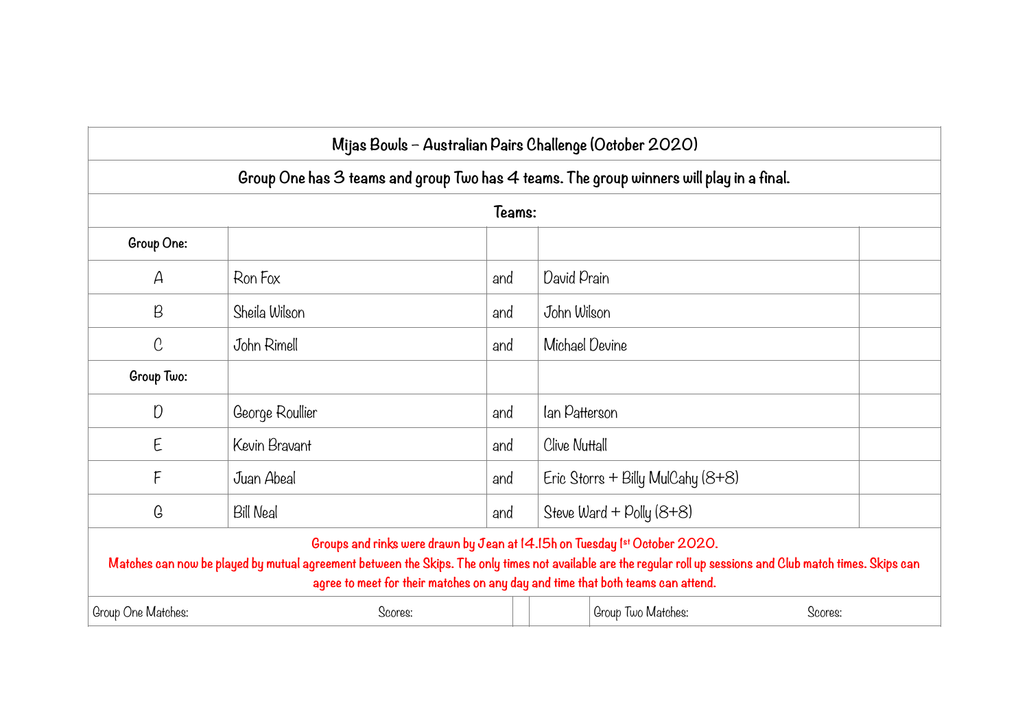# Mijas Bowls – Australian Pairs Challenge (October 2020)

**Group One has 3 teams and group Two has 4 teams. The group winners will play in a final.**

**Teams:**

| | | | | |
|---|---|---|---|---|
| **Group One:** | | | | |
| A | Ron Fox | and | David Prain | |
| B | Sheila Wilson | and | John Wilson | |
| C | John Rimell | and | Michael Devine | |
| **Group Two:** | | | | |
| D | George Roullier | and | Ian Patterson | |
| E | Kevin Bravant | and | Clive Nuttall | |
| F | Juan Abeal | and | Eric Storrs + Billy MulCahy (8+8) | |
| G | Bill Neal | and | Steve Ward + Polly (8+8) | |

**Groups and rinks were drawn by Jean at 14.15h on Tuesday 1st October 2020.**

**Matches can now be played by mutual agreement between the Skips. The only times not available are the regular roll up sessions and Club match times. Skips can agree to meet for their matches on any day and time that both teams can attend.**

| Group One Matches: | Scores: | | | Group Two Matches: | Scores: |
|---|---|---|---|---|---|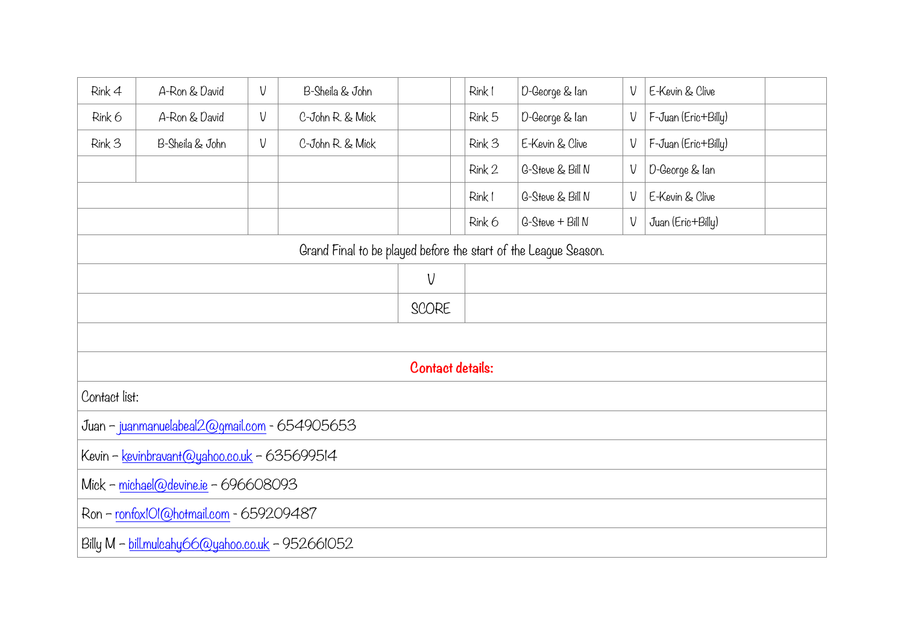| Rink 4 | A-Ron & David | V | B-Sheila & John | | | Rink 1 | D-George & Ian | V | E-Kevin & Clive | |
|---|---|---|---|---|---|---|---|---|---|---|
| Rink 6 | A-Ron & David | V | C-John R. & Mick | | | Rink 5 | D-George & Ian | V | F-Juan (Eric+Billy) | |
| Rink 3 | B-Sheila & John | V | C-John R. & Mick | | | Rink 3 | E-Kevin & Clive | V | F-Juan (Eric+Billy) | |
| | | | | | | Rink 2 | G-Steve & Bill N | V | D-George & Ian | |
| | | | | | | Rink 1 | G-Steve & Bill N | V | E-Kevin & Clive | |
| | | | | | | Rink 6 | G-Steve + Bill N | V | Juan (Eric+Billy) | |

Grand Final to be played before the start of the League Season.

| | | |
|---|---|---|
| | V | |
| | SCORE | |

**Contact details:**

Contact list:

Juan – juanmanuelabeal2@gmail.com - 654905653

Kevin – kevinbravant@yahoo.co.uk – 635699514

Mick – michael@devine.ie – 696608093

Ron – ronfox101@hotmail.com - 659209487

Billy M – bill.mulcahy66@yahoo.co.uk – 952661052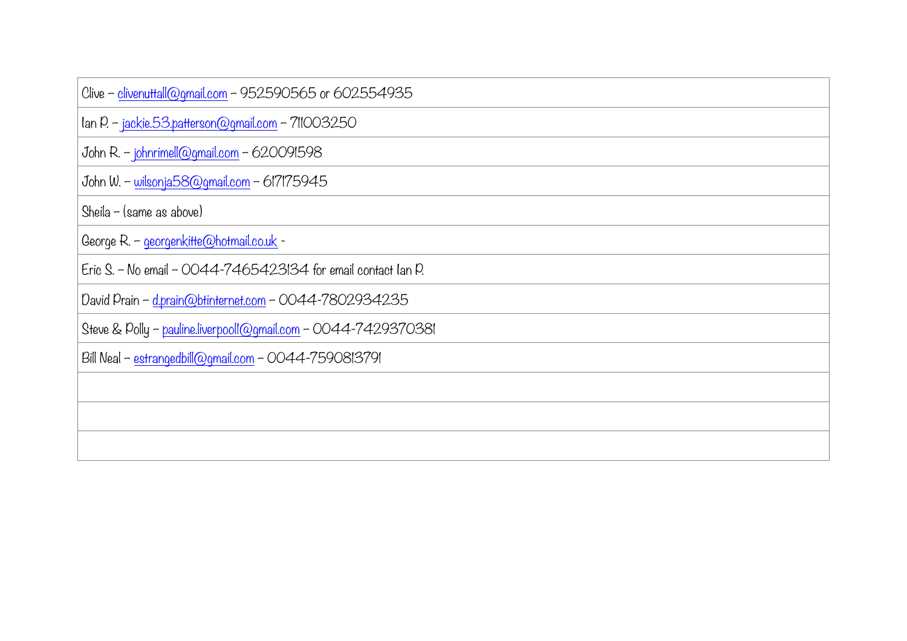| |
|---|
| Clive – clivenuttall@gmail.com – 952590565 or 602554935 |
| Ian P. – jackie.53.patterson@gmail.com – 711003250 |
| John R. – johnrimell@gmail.com – 620091598 |
| John W. – wilsonja58@gmail.com – 617175945 |
| Sheila – (same as above) |
| George R. – georgenkitte@hotmail.co.uk - |
| Eric S. – No email – 0044-7465423134 for email contact Ian P. |
| David Prain – d.prain@btinternet.com – 0044-7802934235 |
| Steve & Polly – pauline.liverpool1@gmail.com – 0044-7429370381 |
| Bill Neal – estrangedbill@gmail.com – 0044-7590813791 |
| |
| |
| |